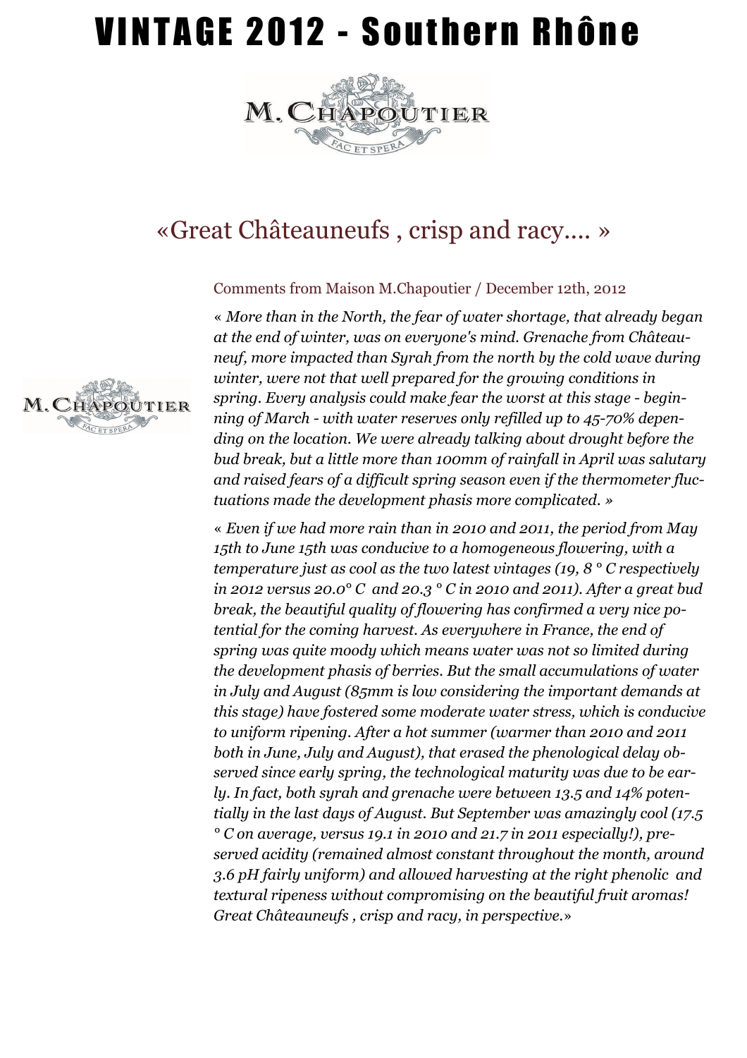# VINTAGE 2012 - Southern Rhône

## «Great Châteauneufs , crisp and racy.... »

Comments from Maison M.Chapoutier / December 12th, 2012

*« More than in the North, the fear of water shortage, that already began at the end of winter, was on everyone's mind. Grenache from Châteauneuf, more impacted than Syrah from the north by the cold wave during winter, were not that well prepared for the growing conditions in spring. Every analysis could make fear the worst at this stage - beginning of March - with water reserves only refilled up to 45-70% depending on the location. We were already talking about drought before the bud break, but a little more than 100mm of rainfall in April was salutary and raised fears of a difficult spring season even if the thermometer fluctuations made the development phasis more complicated. »*

*« Even if we had more rain than in 2010 and 2011, the period from May 15th to June 15th was conducive to a homogeneous flowering, with a temperature just as cool as the two latest vintages (19, 8 ° C respectively in 2012 versus 20.0° C and 20.3 ° C in 2010 and 2011). After a great bud break, the beautiful quality of flowering has confirmed a very nice potential for the coming harvest. As everywhere in France, the end of spring was quite moody which means water was not so limited during the development phasis of berries. But the small accumulations of water in July and August (85mm is low considering the important demands at this stage) have fostered some moderate water stress, which is conducive to uniform ripening. After a hot summer (warmer than 2010 and 2011 both in June, July and August), that erased the phenological delay observed since early spring, the technological maturity was due to be early. In fact, both syrah and grenache were between 13.5 and 14% potentially in the last days of August. But September was amazingly cool (17.5 ° C on average, versus 19.1 in 2010 and 21.7 in 2011 especially!), preserved acidity (remained almost constant throughout the month, around 3.6 pH fairly uniform) and allowed harvesting at the right phenolic and textural ripeness without compromising on the beautiful fruit aromas! Great Châteauneufs , crisp and racy, in perspective.»*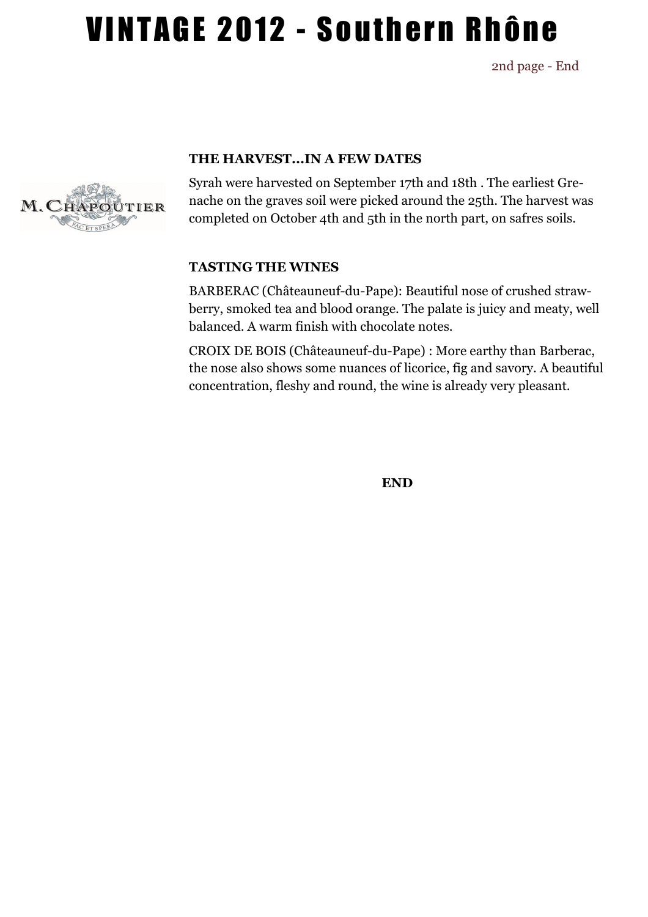# VINTAGE 2012 - Southern Rhône

2nd page - End

M. CHAPOUTIER
FAC ET SPERA

**THE HARVEST...IN A FEW DATES**

Syrah were harvested on September 17th and 18th . The earliest Grenache on the graves soil were picked around the 25th. The harvest was completed on October 4th and 5th in the north part, on safres soils.

**TASTING THE WINES**

BARBERAC (Châteauneuf-du-Pape): Beautiful nose of crushed strawberry, smoked tea and blood orange. The palate is juicy and meaty, well balanced. A warm finish with chocolate notes.

CROIX DE BOIS (Châteauneuf-du-Pape) : More earthy than Barberac, the nose also shows some nuances of licorice, fig and savory. A beautiful concentration, fleshy and round, the wine is already very pleasant.

**END**